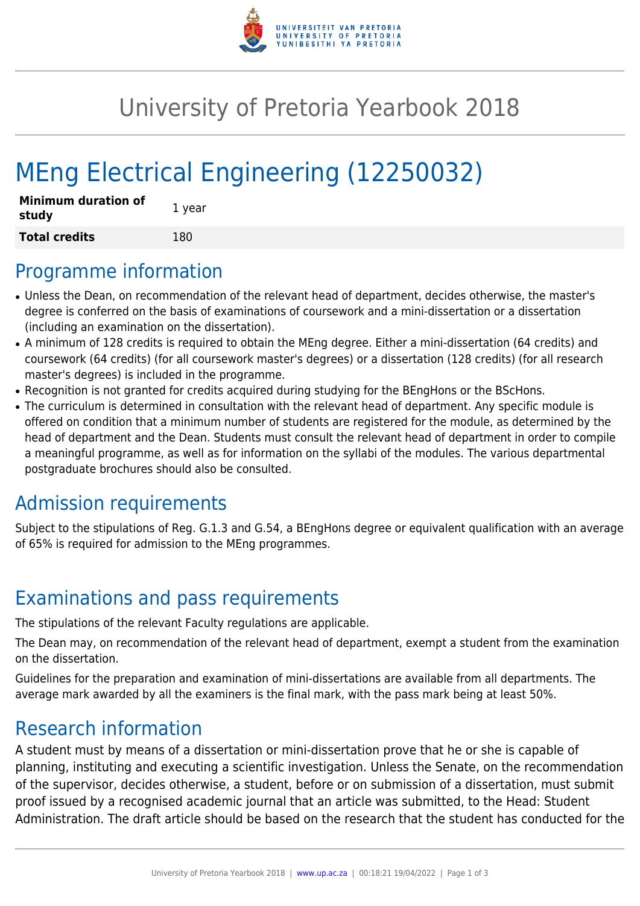# University of Pretoria Yearbook 2018

# MEng Electrical Engineering (12250032)

| | |
|---|---|
| **Minimum duration of study** | 1 year |
| **Total credits** | 180 |

## Programme information

- Unless the Dean, on recommendation of the relevant head of department, decides otherwise, the master's degree is conferred on the basis of examinations of coursework and a mini-dissertation or a dissertation (including an examination on the dissertation).
- A minimum of 128 credits is required to obtain the MEng degree. Either a mini-dissertation (64 credits) and coursework (64 credits) (for all coursework master's degrees) or a dissertation (128 credits) (for all research master's degrees) is included in the programme.
- Recognition is not granted for credits acquired during studying for the BEngHons or the BScHons.
- The curriculum is determined in consultation with the relevant head of department. Any specific module is offered on condition that a minimum number of students are registered for the module, as determined by the head of department and the Dean. Students must consult the relevant head of department in order to compile a meaningful programme, as well as for information on the syllabi of the modules. The various departmental postgraduate brochures should also be consulted.

## Admission requirements

Subject to the stipulations of Reg. G.1.3 and G.54, a BEngHons degree or equivalent qualification with an average of 65% is required for admission to the MEng programmes.

## Examinations and pass requirements

The stipulations of the relevant Faculty regulations are applicable.

The Dean may, on recommendation of the relevant head of department, exempt a student from the examination on the dissertation.

Guidelines for the preparation and examination of mini-dissertations are available from all departments. The average mark awarded by all the examiners is the final mark, with the pass mark being at least 50%.

## Research information

A student must by means of a dissertation or mini-dissertation prove that he or she is capable of planning, instituting and executing a scientific investigation. Unless the Senate, on the recommendation of the supervisor, decides otherwise, a student, before or on submission of a dissertation, must submit proof issued by a recognised academic journal that an article was submitted, to the Head: Student Administration. The draft article should be based on the research that the student has conducted for the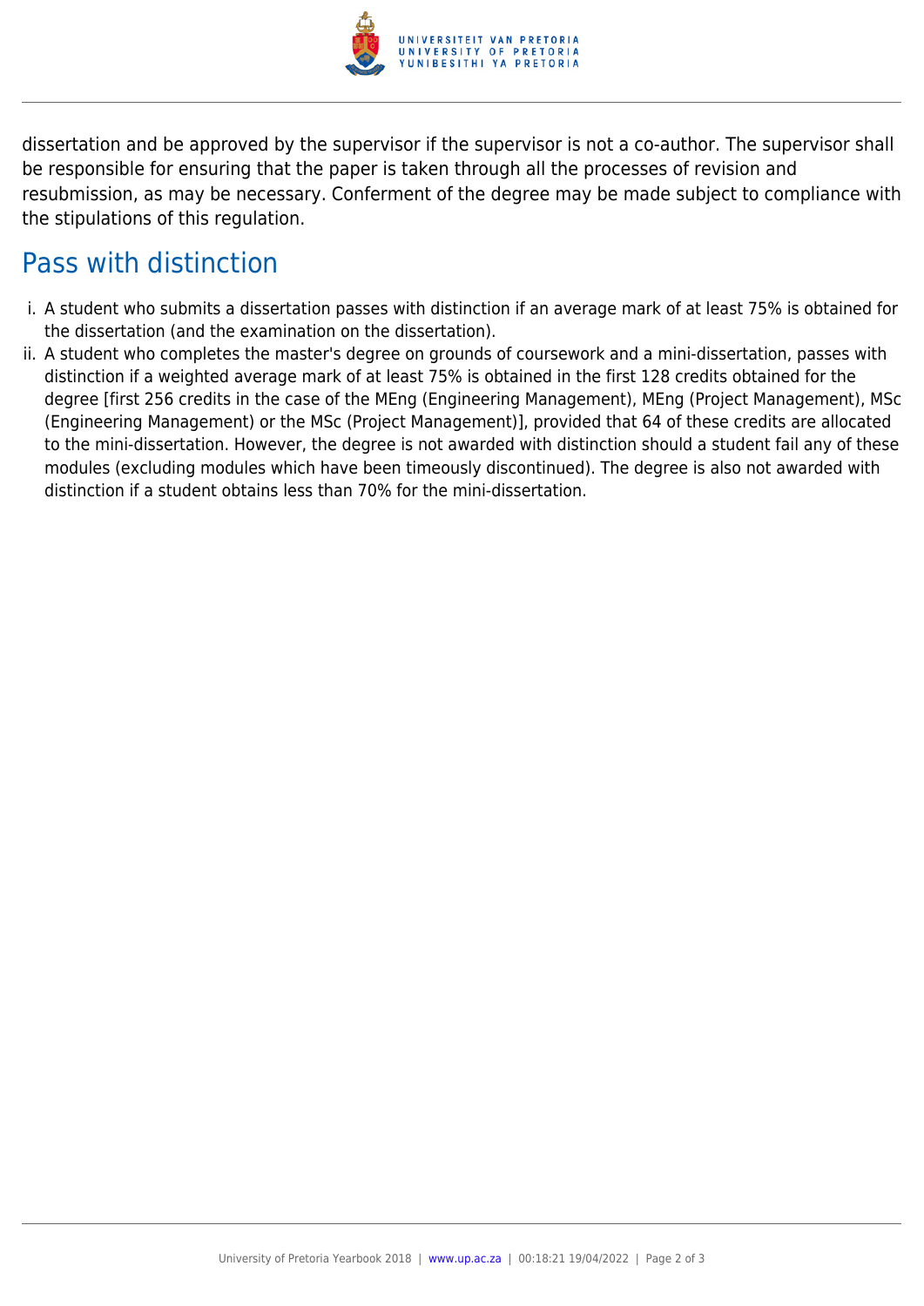dissertation and be approved by the supervisor if the supervisor is not a co-author. The supervisor shall be responsible for ensuring that the paper is taken through all the processes of revision and resubmission, as may be necessary. Conferment of the degree may be made subject to compliance with the stipulations of this regulation.

## Pass with distinction

i. A student who submits a dissertation passes with distinction if an average mark of at least 75% is obtained for the dissertation (and the examination on the dissertation).

ii. A student who completes the master's degree on grounds of coursework and a mini-dissertation, passes with distinction if a weighted average mark of at least 75% is obtained in the first 128 credits obtained for the degree [first 256 credits in the case of the MEng (Engineering Management), MEng (Project Management), MSc (Engineering Management) or the MSc (Project Management)], provided that 64 of these credits are allocated to the mini-dissertation. However, the degree is not awarded with distinction should a student fail any of these modules (excluding modules which have been timeously discontinued). The degree is also not awarded with distinction if a student obtains less than 70% for the mini-dissertation.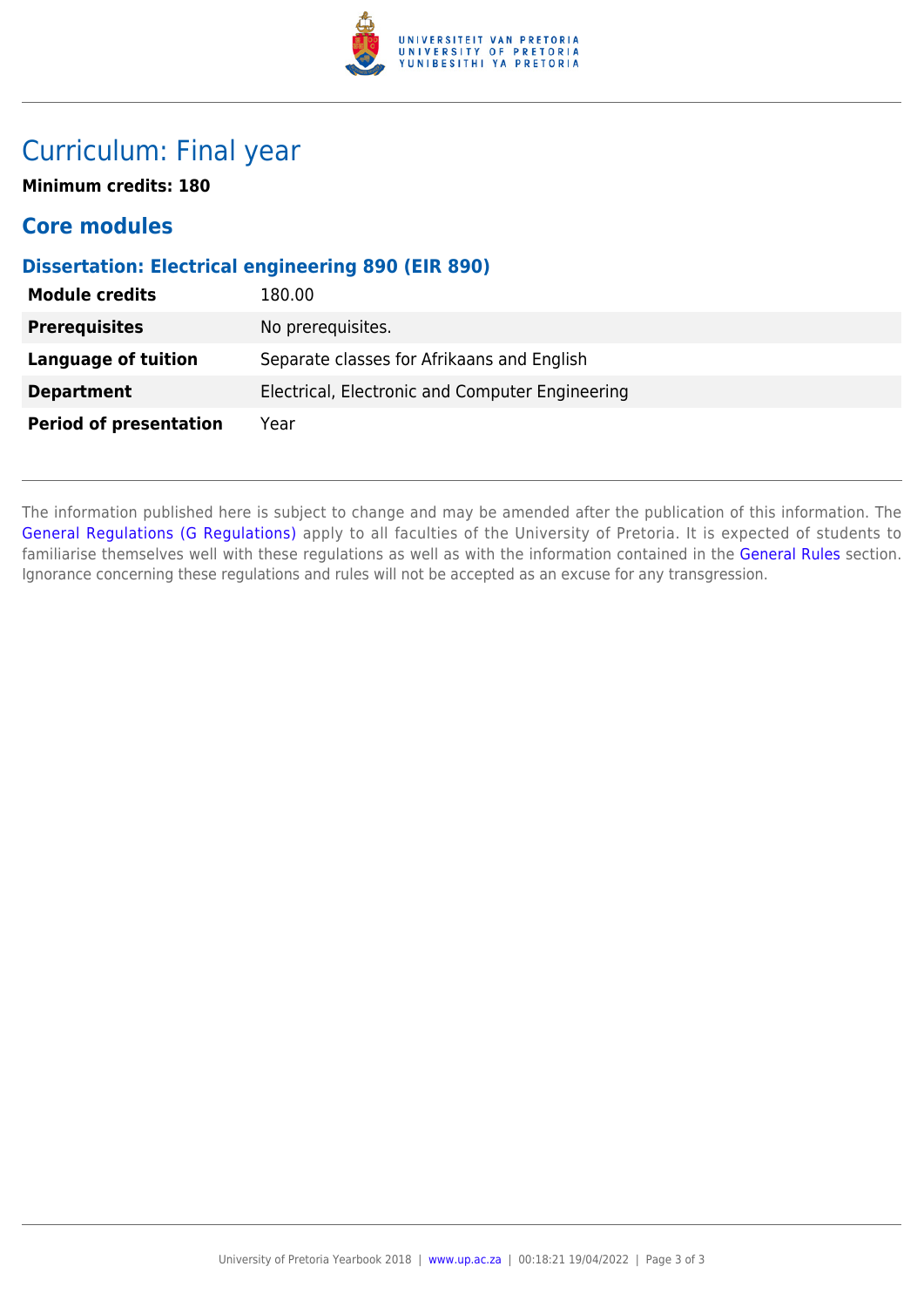# Curriculum: Final year

**Minimum credits: 180**

## Core modules

### Dissertation: Electrical engineering 890 (EIR 890)

| | |
|---|---|
| **Module credits** | 180.00 |
| **Prerequisites** | No prerequisites. |
| **Language of tuition** | Separate classes for Afrikaans and English |
| **Department** | Electrical, Electronic and Computer Engineering |
| **Period of presentation** | Year |

The information published here is subject to change and may be amended after the publication of this information. The General Regulations (G Regulations) apply to all faculties of the University of Pretoria. It is expected of students to familiarise themselves well with these regulations as well as with the information contained in the General Rules section. Ignorance concerning these regulations and rules will not be accepted as an excuse for any transgression.